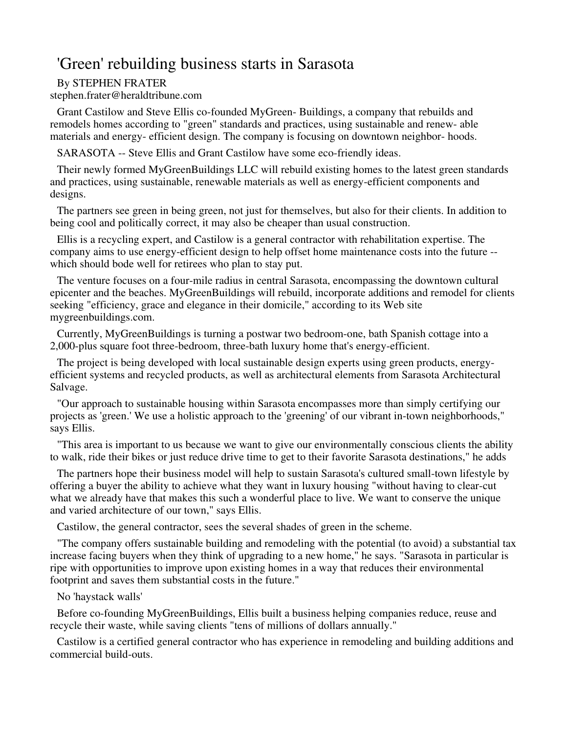# 'Green' rebuilding business starts in Sarasota

By STEPHEN FRATER
stephen.frater@heraldtribune.com

Grant Castilow and Steve Ellis co-founded MyGreen- Buildings, a company that rebuilds and remodels homes according to "green" standards and practices, using sustainable and renew- able materials and energy- efficient design. The company is focusing on downtown neighbor- hoods.

SARASOTA -- Steve Ellis and Grant Castilow have some eco-friendly ideas.

Their newly formed MyGreenBuildings LLC will rebuild existing homes to the latest green standards and practices, using sustainable, renewable materials as well as energy-efficient components and designs.

The partners see green in being green, not just for themselves, but also for their clients. In addition to being cool and politically correct, it may also be cheaper than usual construction.

Ellis is a recycling expert, and Castilow is a general contractor with rehabilitation expertise. The company aims to use energy-efficient design to help offset home maintenance costs into the future -- which should bode well for retirees who plan to stay put.

The venture focuses on a four-mile radius in central Sarasota, encompassing the downtown cultural epicenter and the beaches. MyGreenBuildings will rebuild, incorporate additions and remodel for clients seeking "efficiency, grace and elegance in their domicile," according to its Web site mygreenbuildings.com.

Currently, MyGreenBuildings is turning a postwar two bedroom-one, bath Spanish cottage into a 2,000-plus square foot three-bedroom, three-bath luxury home that's energy-efficient.

The project is being developed with local sustainable design experts using green products, energy-efficient systems and recycled products, as well as architectural elements from Sarasota Architectural Salvage.

"Our approach to sustainable housing within Sarasota encompasses more than simply certifying our projects as 'green.' We use a holistic approach to the 'greening' of our vibrant in-town neighborhoods," says Ellis.

"This area is important to us because we want to give our environmentally conscious clients the ability to walk, ride their bikes or just reduce drive time to get to their favorite Sarasota destinations," he adds

The partners hope their business model will help to sustain Sarasota's cultured small-town lifestyle by offering a buyer the ability to achieve what they want in luxury housing "without having to clear-cut what we already have that makes this such a wonderful place to live. We want to conserve the unique and varied architecture of our town," says Ellis.

Castilow, the general contractor, sees the several shades of green in the scheme.

"The company offers sustainable building and remodeling with the potential (to avoid) a substantial tax increase facing buyers when they think of upgrading to a new home," he says. "Sarasota in particular is ripe with opportunities to improve upon existing homes in a way that reduces their environmental footprint and saves them substantial costs in the future."

## No 'haystack walls'

Before co-founding MyGreenBuildings, Ellis built a business helping companies reduce, reuse and recycle their waste, while saving clients "tens of millions of dollars annually."

Castilow is a certified general contractor who has experience in remodeling and building additions and commercial build-outs.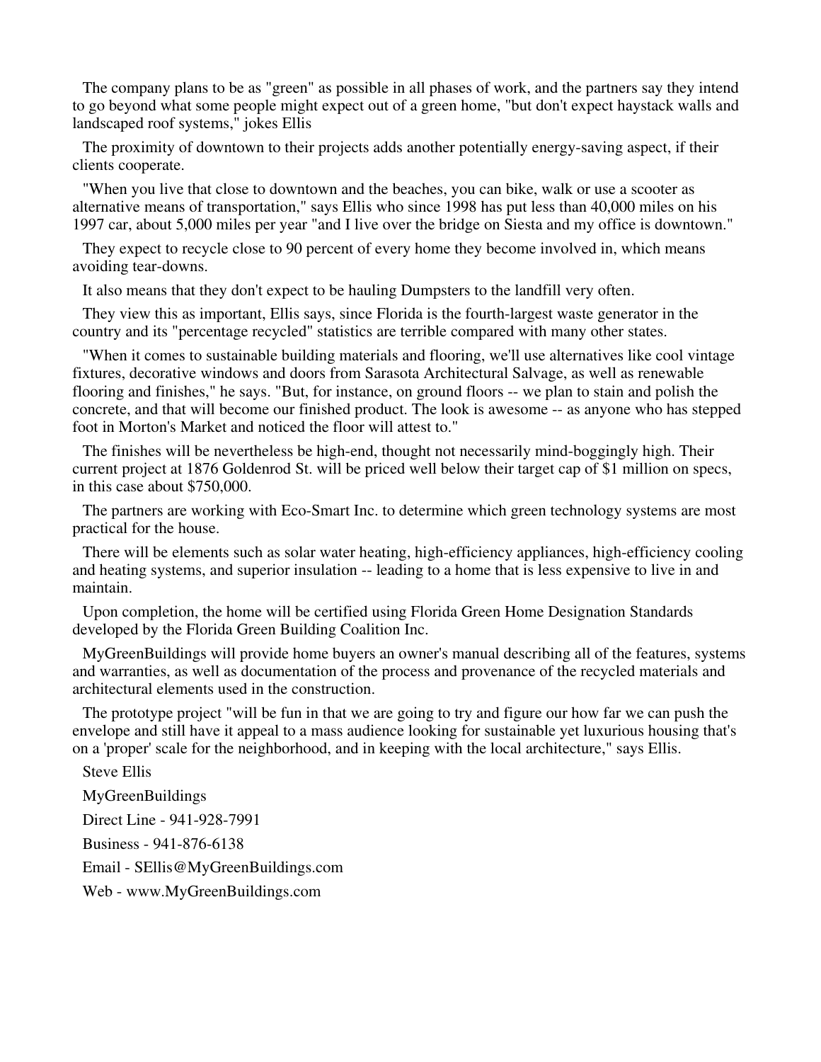The company plans to be as "green" as possible in all phases of work, and the partners say they intend to go beyond what some people might expect out of a green home, "but don't expect haystack walls and landscaped roof systems," jokes Ellis

The proximity of downtown to their projects adds another potentially energy-saving aspect, if their clients cooperate.

"When you live that close to downtown and the beaches, you can bike, walk or use a scooter as alternative means of transportation," says Ellis who since 1998 has put less than 40,000 miles on his 1997 car, about 5,000 miles per year "and I live over the bridge on Siesta and my office is downtown."

They expect to recycle close to 90 percent of every home they become involved in, which means avoiding tear-downs.

It also means that they don't expect to be hauling Dumpsters to the landfill very often.

They view this as important, Ellis says, since Florida is the fourth-largest waste generator in the country and its "percentage recycled" statistics are terrible compared with many other states.

"When it comes to sustainable building materials and flooring, we'll use alternatives like cool vintage fixtures, decorative windows and doors from Sarasota Architectural Salvage, as well as renewable flooring and finishes," he says. "But, for instance, on ground floors -- we plan to stain and polish the concrete, and that will become our finished product. The look is awesome -- as anyone who has stepped foot in Morton's Market and noticed the floor will attest to."

The finishes will be nevertheless be high-end, thought not necessarily mind-boggingly high. Their current project at 1876 Goldenrod St. will be priced well below their target cap of $1 million on specs, in this case about $750,000.

The partners are working with Eco-Smart Inc. to determine which green technology systems are most practical for the house.

There will be elements such as solar water heating, high-efficiency appliances, high-efficiency cooling and heating systems, and superior insulation -- leading to a home that is less expensive to live in and maintain.

Upon completion, the home will be certified using Florida Green Home Designation Standards developed by the Florida Green Building Coalition Inc.

MyGreenBuildings will provide home buyers an owner's manual describing all of the features, systems and warranties, as well as documentation of the process and provenance of the recycled materials and architectural elements used in the construction.

The prototype project "will be fun in that we are going to try and figure our how far we can push the envelope and still have it appeal to a mass audience looking for sustainable yet luxurious housing that's on a 'proper' scale for the neighborhood, and in keeping with the local architecture," says Ellis.

Steve Ellis

MyGreenBuildings

Direct Line - 941-928-7991

Business - 941-876-6138

Email - SEllis@MyGreenBuildings.com

Web - www.MyGreenBuildings.com